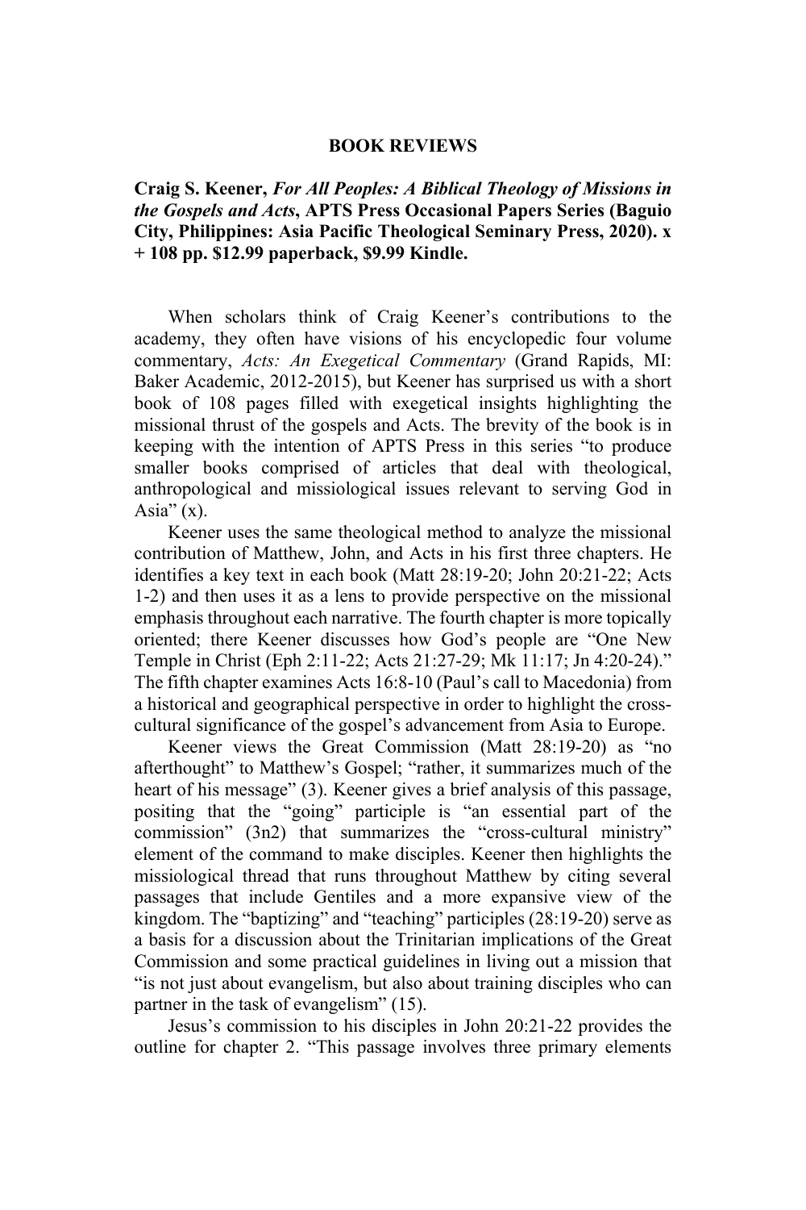## BOOK REVIEWS

**Craig S. Keener, *For All Peoples: A Biblical Theology of Missions in the Gospels and Acts*, APTS Press Occasional Papers Series (Baguio City, Philippines: Asia Pacific Theological Seminary Press, 2020). x + 108 pp. $12.99 paperback, $9.99 Kindle.**

When scholars think of Craig Keener's contributions to the academy, they often have visions of his encyclopedic four volume commentary, *Acts: An Exegetical Commentary* (Grand Rapids, MI: Baker Academic, 2012-2015), but Keener has surprised us with a short book of 108 pages filled with exegetical insights highlighting the missional thrust of the gospels and Acts. The brevity of the book is in keeping with the intention of APTS Press in this series "to produce smaller books comprised of articles that deal with theological, anthropological and missiological issues relevant to serving God in Asia" (x).

Keener uses the same theological method to analyze the missional contribution of Matthew, John, and Acts in his first three chapters. He identifies a key text in each book (Matt 28:19-20; John 20:21-22; Acts 1-2) and then uses it as a lens to provide perspective on the missional emphasis throughout each narrative. The fourth chapter is more topically oriented; there Keener discusses how God's people are "One New Temple in Christ (Eph 2:11-22; Acts 21:27-29; Mk 11:17; Jn 4:20-24)." The fifth chapter examines Acts 16:8-10 (Paul's call to Macedonia) from a historical and geographical perspective in order to highlight the cross-cultural significance of the gospel's advancement from Asia to Europe.

Keener views the Great Commission (Matt 28:19-20) as "no afterthought" to Matthew's Gospel; "rather, it summarizes much of the heart of his message" (3). Keener gives a brief analysis of this passage, positing that the "going" participle is "an essential part of the commission" (3n2) that summarizes the "cross-cultural ministry" element of the command to make disciples. Keener then highlights the missiological thread that runs throughout Matthew by citing several passages that include Gentiles and a more expansive view of the kingdom. The "baptizing" and "teaching" participles (28:19-20) serve as a basis for a discussion about the Trinitarian implications of the Great Commission and some practical guidelines in living out a mission that "is not just about evangelism, but also about training disciples who can partner in the task of evangelism" (15).

Jesus's commission to his disciples in John 20:21-22 provides the outline for chapter 2. "This passage involves three primary elements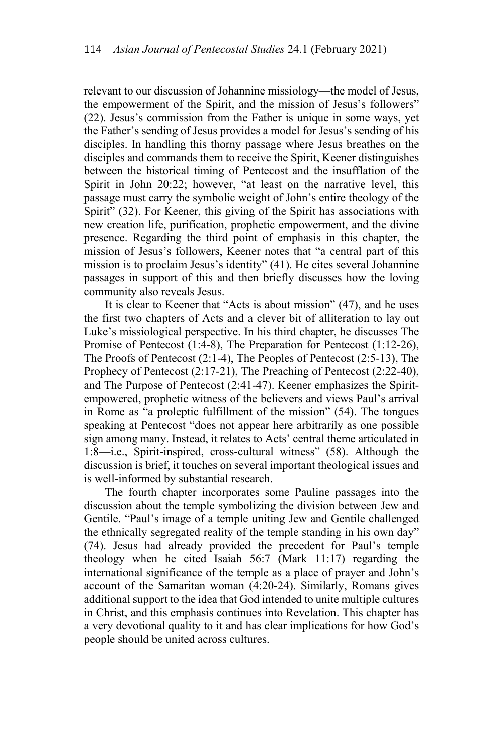relevant to our discussion of Johannine missiology—the model of Jesus, the empowerment of the Spirit, and the mission of Jesus's followers" (22). Jesus's commission from the Father is unique in some ways, yet the Father's sending of Jesus provides a model for Jesus's sending of his disciples. In handling this thorny passage where Jesus breathes on the disciples and commands them to receive the Spirit, Keener distinguishes between the historical timing of Pentecost and the insufflation of the Spirit in John 20:22; however, "at least on the narrative level, this passage must carry the symbolic weight of John's entire theology of the Spirit" (32). For Keener, this giving of the Spirit has associations with new creation life, purification, prophetic empowerment, and the divine presence. Regarding the third point of emphasis in this chapter, the mission of Jesus's followers, Keener notes that "a central part of this mission is to proclaim Jesus's identity" (41). He cites several Johannine passages in support of this and then briefly discusses how the loving community also reveals Jesus.

It is clear to Keener that "Acts is about mission" (47), and he uses the first two chapters of Acts and a clever bit of alliteration to lay out Luke's missiological perspective. In his third chapter, he discusses The Promise of Pentecost (1:4-8), The Preparation for Pentecost (1:12-26), The Proofs of Pentecost (2:1-4), The Peoples of Pentecost (2:5-13), The Prophecy of Pentecost (2:17-21), The Preaching of Pentecost (2:22-40), and The Purpose of Pentecost (2:41-47). Keener emphasizes the Spirit-empowered, prophetic witness of the believers and views Paul's arrival in Rome as "a proleptic fulfillment of the mission" (54). The tongues speaking at Pentecost "does not appear here arbitrarily as one possible sign among many. Instead, it relates to Acts' central theme articulated in 1:8—i.e., Spirit-inspired, cross-cultural witness" (58). Although the discussion is brief, it touches on several important theological issues and is well-informed by substantial research.

The fourth chapter incorporates some Pauline passages into the discussion about the temple symbolizing the division between Jew and Gentile. "Paul's image of a temple uniting Jew and Gentile challenged the ethnically segregated reality of the temple standing in his own day" (74). Jesus had already provided the precedent for Paul's temple theology when he cited Isaiah 56:7 (Mark 11:17) regarding the international significance of the temple as a place of prayer and John's account of the Samaritan woman (4:20-24). Similarly, Romans gives additional support to the idea that God intended to unite multiple cultures in Christ, and this emphasis continues into Revelation. This chapter has a very devotional quality to it and has clear implications for how God's people should be united across cultures.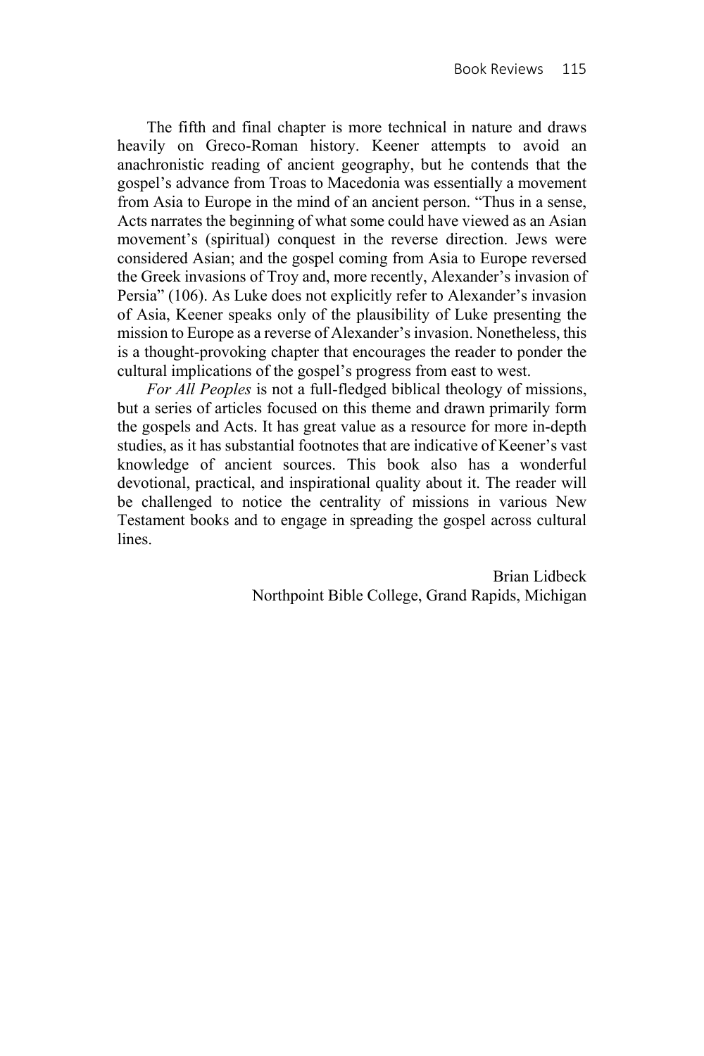The fifth and final chapter is more technical in nature and draws heavily on Greco-Roman history. Keener attempts to avoid an anachronistic reading of ancient geography, but he contends that the gospel's advance from Troas to Macedonia was essentially a movement from Asia to Europe in the mind of an ancient person. "Thus in a sense, Acts narrates the beginning of what some could have viewed as an Asian movement's (spiritual) conquest in the reverse direction. Jews were considered Asian; and the gospel coming from Asia to Europe reversed the Greek invasions of Troy and, more recently, Alexander's invasion of Persia" (106). As Luke does not explicitly refer to Alexander's invasion of Asia, Keener speaks only of the plausibility of Luke presenting the mission to Europe as a reverse of Alexander's invasion. Nonetheless, this is a thought-provoking chapter that encourages the reader to ponder the cultural implications of the gospel's progress from east to west.

*For All Peoples* is not a full-fledged biblical theology of missions, but a series of articles focused on this theme and drawn primarily form the gospels and Acts. It has great value as a resource for more in-depth studies, as it has substantial footnotes that are indicative of Keener's vast knowledge of ancient sources. This book also has a wonderful devotional, practical, and inspirational quality about it. The reader will be challenged to notice the centrality of missions in various New Testament books and to engage in spreading the gospel across cultural lines.

Brian Lidbeck
Northpoint Bible College, Grand Rapids, Michigan